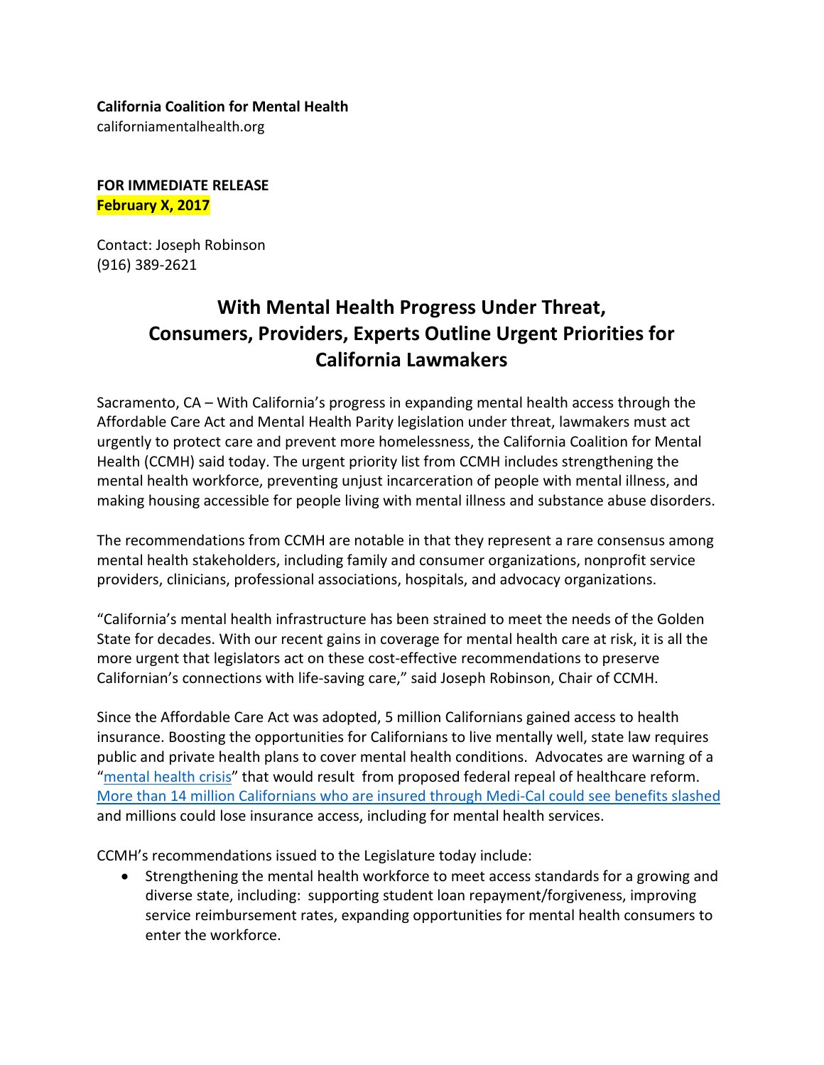**California Coalition for Mental Health**
californiamentalhealth.org

**FOR IMMEDIATE RELEASE**
**February X, 2017**

Contact: Joseph Robinson
(916) 389-2621

# With Mental Health Progress Under Threat, Consumers, Providers, Experts Outline Urgent Priorities for California Lawmakers

Sacramento, CA – With California's progress in expanding mental health access through the Affordable Care Act and Mental Health Parity legislation under threat, lawmakers must act urgently to protect care and prevent more homelessness, the California Coalition for Mental Health (CCMH) said today. The urgent priority list from CCMH includes strengthening the mental health workforce, preventing unjust incarceration of people with mental illness, and making housing accessible for people living with mental illness and substance abuse disorders.

The recommendations from CCMH are notable in that they represent a rare consensus among mental health stakeholders, including family and consumer organizations, nonprofit service providers, clinicians, professional associations, hospitals, and advocacy organizations.

"California's mental health infrastructure has been strained to meet the needs of the Golden State for decades. With our recent gains in coverage for mental health care at risk, it is all the more urgent that legislators act on these cost-effective recommendations to preserve Californian's connections with life-saving care," said Joseph Robinson, Chair of CCMH.

Since the Affordable Care Act was adopted, 5 million Californians gained access to health insurance. Boosting the opportunities for Californians to live mentally well, state law requires public and private health plans to cover mental health conditions. Advocates are warning of a "mental health crisis" that would result from proposed federal repeal of healthcare reform. More than 14 million Californians who are insured through Medi-Cal could see benefits slashed and millions could lose insurance access, including for mental health services.

CCMH's recommendations issued to the Legislature today include:

- Strengthening the mental health workforce to meet access standards for a growing and diverse state, including: supporting student loan repayment/forgiveness, improving service reimbursement rates, expanding opportunities for mental health consumers to enter the workforce.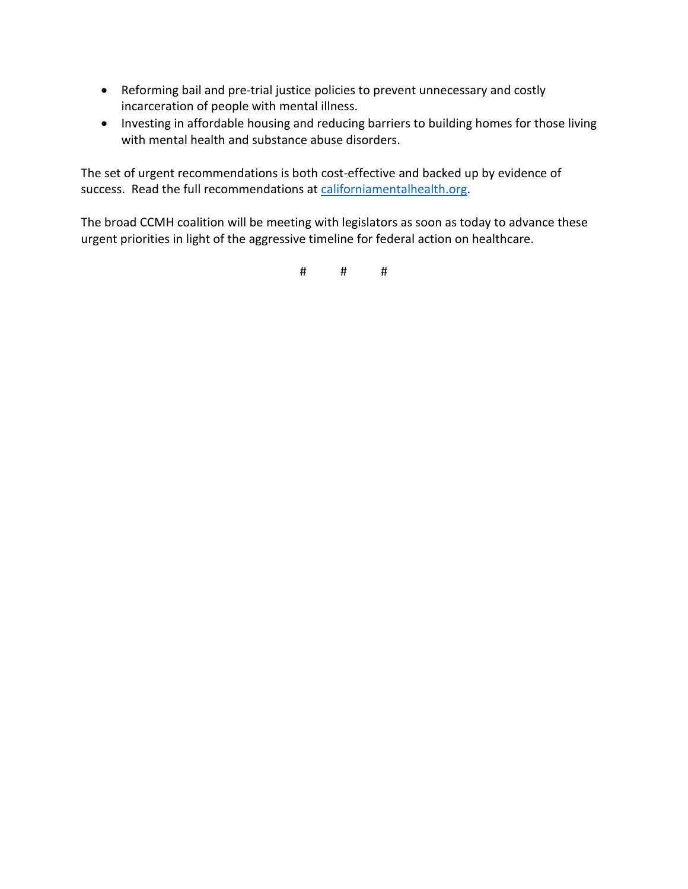- Reforming bail and pre-trial justice policies to prevent unnecessary and costly incarceration of people with mental illness.
- Investing in affordable housing and reducing barriers to building homes for those living with mental health and substance abuse disorders.

The set of urgent recommendations is both cost-effective and backed up by evidence of success. Read the full recommendations at [californiamentalhealth.org](californiamentalhealth.org).

The broad CCMH coalition will be meeting with legislators as soon as today to advance these urgent priorities in light of the aggressive timeline for federal action on healthcare.

# # #